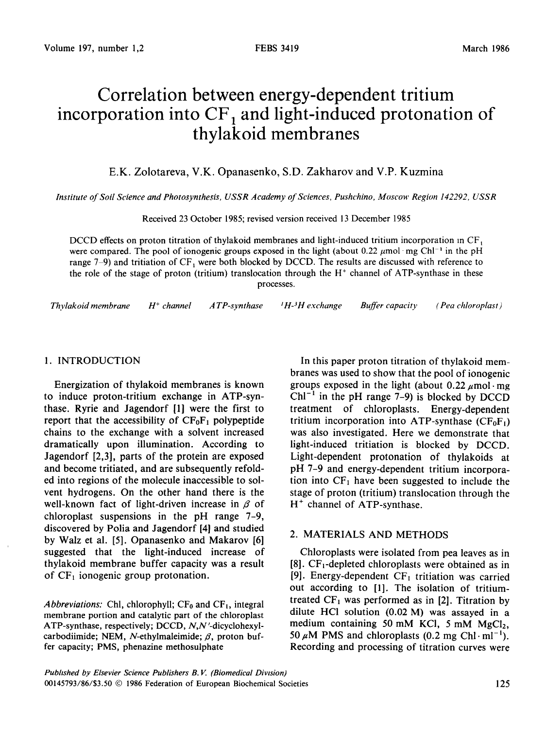# Correlation between energy-dependent tritium incorporation into $CF_1$ and light-induced protonation of thylakoid membranes

E.K. Zolotareva, V.K. Opanasenko, S.D. Zakharov and V.P. Kuzmina

*Institute of Soil Science and Photosynthesis, USSR Academy of Sciences, Pushchino, Moscow Region 142292, USSR*

Received 23 October 1985; revised version received 13 December 1985

DCCD effects on proton titration of thylakoid membranes and light-induced tritium incorporation in $CF_1$ were compared. The pool of ionogenic groups exposed in the light (about 0.22 $\mu$mol · mg $Chl^{-1}$ in the pH range 7–9) and tritiation of $CF_1$ were both blocked by DCCD. The results are discussed with reference to the role of the stage of proton (tritium) translocation through the $H^+$ channel of ATP-synthase in these processes.

*Thylakoid membrane* *$H^+$ channel* *ATP-synthase* *$^1H$-$^3H$ exchange* *Buffer capacity* *(Pea chloroplast)*

## 1. INTRODUCTION

Energization of thylakoid membranes is known to induce proton-tritium exchange in ATP-synthase. Ryrie and Jagendorf [1] were the first to report that the accessibility of $CF_0F_1$ polypeptide chains to the exchange with a solvent increased dramatically upon illumination. According to Jagendorf [2,3], parts of the protein are exposed and become tritiated, and are subsequently refolded into regions of the molecule inaccessible to solvent hydrogens. On the other hand there is the well-known fact of light-driven increase in $\beta$ of chloroplast suspensions in the pH range 7–9, discovered by Polia and Jagendorf [4] and studied by Walz et al. [5]. Opanasenko and Makarov [6] suggested that the light-induced increase of thylakoid membrane buffer capacity was a result of $CF_1$ ionogenic group protonation.

*Abbreviations:* Chl, chlorophyll; $CF_0$ and $CF_1$, integral membrane portion and catalytic part of the chloroplast ATP-synthase, respectively; DCCD, *N,N'*-dicyclohexylcarbodiimide; NEM, *N*-ethylmaleimide; $\beta$, proton buffer capacity; PMS, phenazine methosulphate

In this paper proton titration of thylakoid membranes was used to show that the pool of ionogenic groups exposed in the light (about 0.22 $\mu$mol · mg $Chl^{-1}$ in the pH range 7–9) is blocked by DCCD treatment of chloroplasts. Energy-dependent tritium incorporation into ATP-synthase ($CF_0F_1$) was also investigated. Here we demonstrate that light-induced tritiation is blocked by DCCD. Light-dependent protonation of thylakoids at pH 7–9 and energy-dependent tritium incorporation into $CF_1$ have been suggested to include the stage of proton (tritium) translocation through the $H^+$ channel of ATP-synthase.

## 2. MATERIALS AND METHODS

Chloroplasts were isolated from pea leaves as in [8]. $CF_1$-depleted chloroplasts were obtained as in [9]. Energy-dependent $CF_1$ tritiation was carried out according to [1]. The isolation of tritium-treated $CF_1$ was performed as in [2]. Titration by dilute HCl solution (0.02 M) was assayed in a medium containing 50 mM KCl, 5 mM $MgCl_2$, 50 $\mu$M PMS and chloroplasts (0.2 mg Chl · $ml^{-1}$). Recording and processing of titration curves were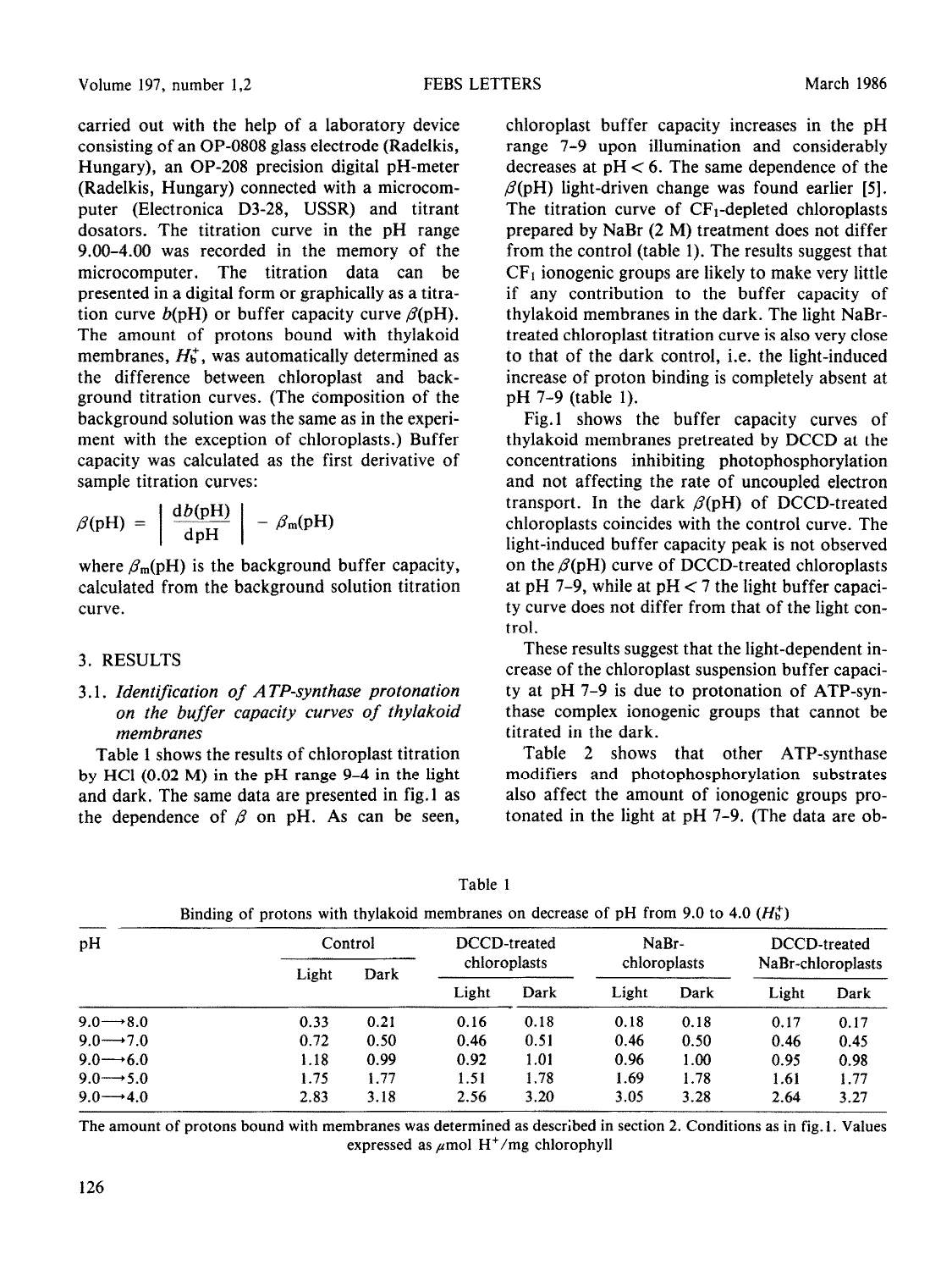carried out with the help of a laboratory device consisting of an OP-0808 glass electrode (Radelkis, Hungary), an OP-208 precision digital pH-meter (Radelkis, Hungary) connected with a microcomputer (Electronica D3-28, USSR) and titrant dosators. The titration curve in the pH range 9.00–4.00 was recorded in the memory of the microcomputer. The titration data can be presented in a digital form or graphically as a titration curve $b$(pH) or buffer capacity curve $\beta$(pH). The amount of protons bound with thylakoid membranes, $H_b^+$, was automatically determined as the difference between chloroplast and background titration curves. (The composition of the background solution was the same as in the experiment with the exception of chloroplasts.) Buffer capacity was calculated as the first derivative of sample titration curves:

$$\beta(\mathrm{pH}) = \left| \frac{\mathrm{d}b(\mathrm{pH})}{\mathrm{dpH}} \right| - \beta_{\mathrm{m}}(\mathrm{pH})$$

where $\beta_m$(pH) is the background buffer capacity, calculated from the background solution titration curve.

## 3. RESULTS

### 3.1. *Identification of ATP-synthase protonation on the buffer capacity curves of thylakoid membranes*

Table 1 shows the results of chloroplast titration by HCl (0.02 M) in the pH range 9–4 in the light and dark. The same data are presented in fig.1 as the dependence of $\beta$ on pH. As can be seen, chloroplast buffer capacity increases in the pH range 7–9 upon illumination and considerably decreases at pH < 6. The same dependence of the $\beta$(pH) light-driven change was found earlier [5]. The titration curve of $CF_1$-depleted chloroplasts prepared by NaBr (2 M) treatment does not differ from the control (table 1). The results suggest that $CF_1$ ionogenic groups are likely to make very little if any contribution to the buffer capacity of thylakoid membranes in the dark. The light NaBr-treated chloroplast titration curve is also very close to that of the dark control, i.e. the light-induced increase of proton binding is completely absent at pH 7–9 (table 1).

Fig.1 shows the buffer capacity curves of thylakoid membranes pretreated by DCCD at the concentrations inhibiting photophosphorylation and not affecting the rate of uncoupled electron transport. In the dark $\beta$(pH) of DCCD-treated chloroplasts coincides with the control curve. The light-induced buffer capacity peak is not observed on the $\beta$(pH) curve of DCCD-treated chloroplasts at pH 7–9, while at pH < 7 the light buffer capacity curve does not differ from that of the light control.

These results suggest that the light-dependent increase of the chloroplast suspension buffer capacity at pH 7–9 is due to protonation of ATP-synthase complex ionogenic groups that cannot be titrated in the dark.

Table 2 shows that other ATP-synthase modifiers and photophosphorylation substrates also affect the amount of ionogenic groups protonated in the light at pH 7–9. (The data are ob-

Table 1

Binding of protons with thylakoid membranes on decrease of pH from 9.0 to 4.0 ($H_b^+$)

| pH | Control | | DCCD-treated chloroplasts | | NaBr-chloroplasts | | DCCD-treated NaBr-chloroplasts | |
|---|---|---|---|---|---|---|---|---|
| | Light | Dark | Light | Dark | Light | Dark | Light | Dark |
| 9.0 → 8.0 | 0.33 | 0.21 | 0.16 | 0.18 | 0.18 | 0.18 | 0.17 | 0.17 |
| 9.0 → 7.0 | 0.72 | 0.50 | 0.46 | 0.51 | 0.46 | 0.50 | 0.46 | 0.45 |
| 9.0 → 6.0 | 1.18 | 0.99 | 0.92 | 1.01 | 0.96 | 1.00 | 0.95 | 0.98 |
| 9.0 → 5.0 | 1.75 | 1.77 | 1.51 | 1.78 | 1.69 | 1.78 | 1.61 | 1.77 |
| 9.0 → 4.0 | 2.83 | 3.18 | 2.56 | 3.20 | 3.05 | 3.28 | 2.64 | 3.27 |

The amount of protons bound with membranes was determined as described in section 2. Conditions as in fig.1. Values expressed as $\mu$mol $H^+$/mg chlorophyll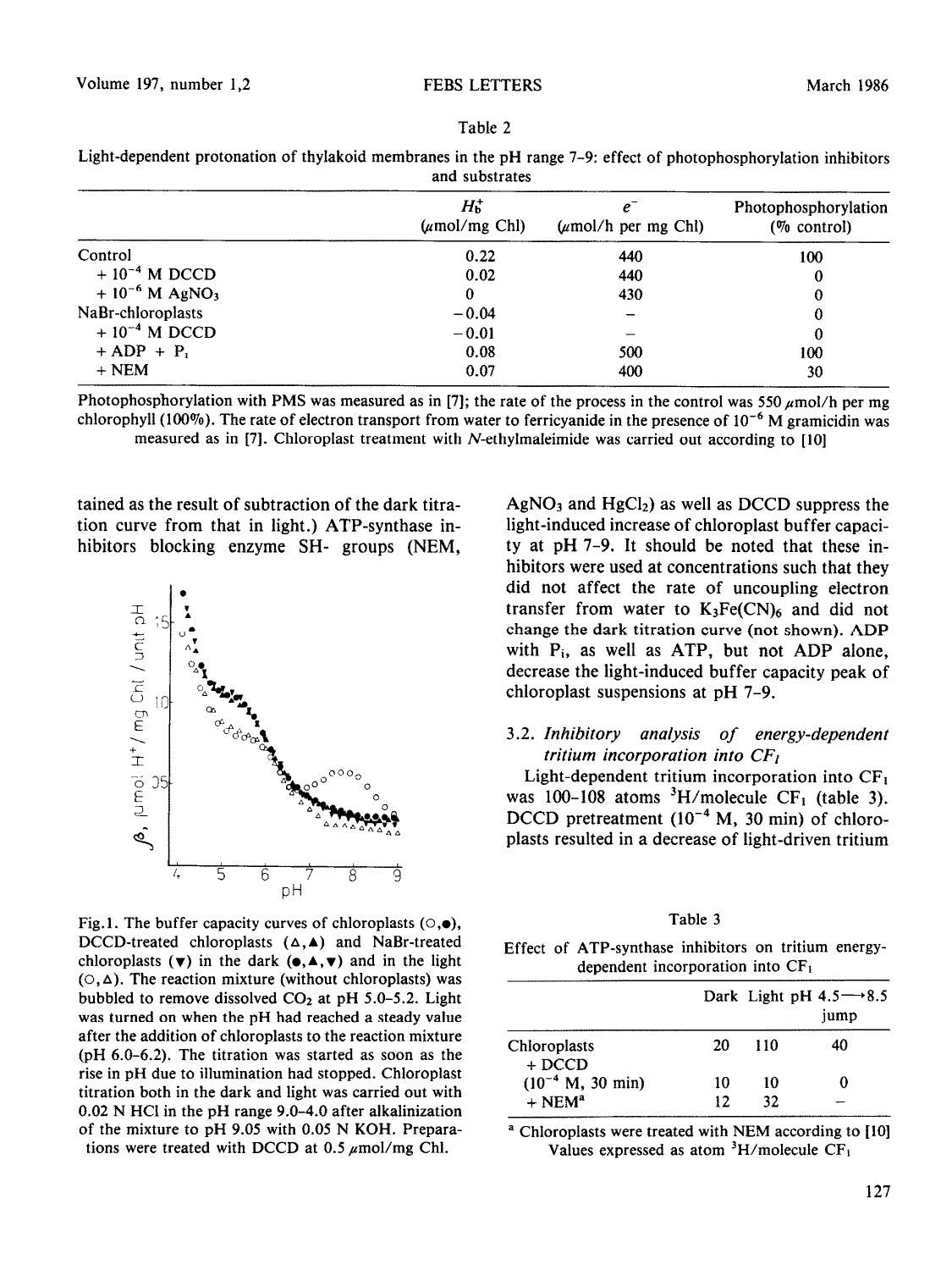Table 2

Light-dependent protonation of thylakoid membranes in the pH range 7-9: effect of photophosphorylation inhibitors and substrates

| | $H_b^+$ (μmol/mg Chl) | $e^-$ (μmol/h per mg Chl) | Photophosphorylation (% control) |
|---|---|---|---|
| Control | 0.22 | 440 | 100 |
| + $10^{-4}$ M DCCD | 0.02 | 440 | 0 |
| + $10^{-6}$ M $AgNO_3$ | 0 | 430 | 0 |
| NaBr-chloroplasts | −0.04 | – | 0 |
| + $10^{-4}$ M DCCD | −0.01 | – | 0 |
| + ADP + $P_i$ | 0.08 | 500 | 100 |
| + NEM | 0.07 | 400 | 30 |

Photophosphorylation with PMS was measured as in [7]; the rate of the process in the control was 550 μmol/h per mg chlorophyll (100%). The rate of electron transport from water to ferricyanide in the presence of $10^{-6}$ M gramicidin was measured as in [7]. Chloroplast treatment with *N*-ethylmaleimide was carried out according to [10]

tained as the result of subtraction of the dark titration curve from that in light.) ATP-synthase inhibitors blocking enzyme SH- groups (NEM, $AgNO_3$ and $HgCl_2$) as well as DCCD suppress the light-induced increase of chloroplast buffer capacity at pH 7-9. It should be noted that these inhibitors were used at concentrations such that they did not affect the rate of uncoupling electron transfer from water to $K_3Fe(CN)_6$ and did not change the dark titration curve (not shown). ADP with $P_i$, as well as ATP, but not ADP alone, decrease the light-induced buffer capacity peak of chloroplast suspensions at pH 7-9.

Fig.1. The buffer capacity curves of chloroplasts (○,●), DCCD-treated chloroplasts (△,▲) and NaBr-treated chloroplasts (▼) in the dark (●,▲,▼) and in the light (○,△). The reaction mixture (without chloroplasts) was bubbled to remove dissolved $CO_2$ at pH 5.0-5.2. Light was turned on when the pH had reached a steady value after the addition of chloroplasts to the reaction mixture (pH 6.0-6.2). The titration was started as soon as the rise in pH due to illumination had stopped. Chloroplast titration both in the dark and light was carried out with 0.02 N HCl in the pH range 9.0-4.0 after alkalinization of the mixture to pH 9.05 with 0.05 N KOH. Preparations were treated with DCCD at 0.5 μmol/mg Chl.

### 3.2. *Inhibitory analysis of energy-dependent tritium incorporation into $CF_1$*

Light-dependent tritium incorporation into $CF_1$ was 100-108 atoms $^3H$/molecule $CF_1$ (table 3). DCCD pretreatment ($10^{-4}$ M, 30 min) of chloroplasts resulted in a decrease of light-driven tritium

Table 3

Effect of ATP-synthase inhibitors on tritium energy-dependent incorporation into $CF_1$

| | Dark | Light | pH 4.5⟶8.5 jump |
|---|---|---|---|
| Chloroplasts | 20 | 110 | 40 |
| + DCCD ($10^{-4}$ M, 30 min) | 10 | 10 | 0 |
| + NEM[a] | 12 | 32 | – |

[a] Chloroplasts were treated with NEM according to [10]

Values expressed as atom $^3H$/molecule $CF_1$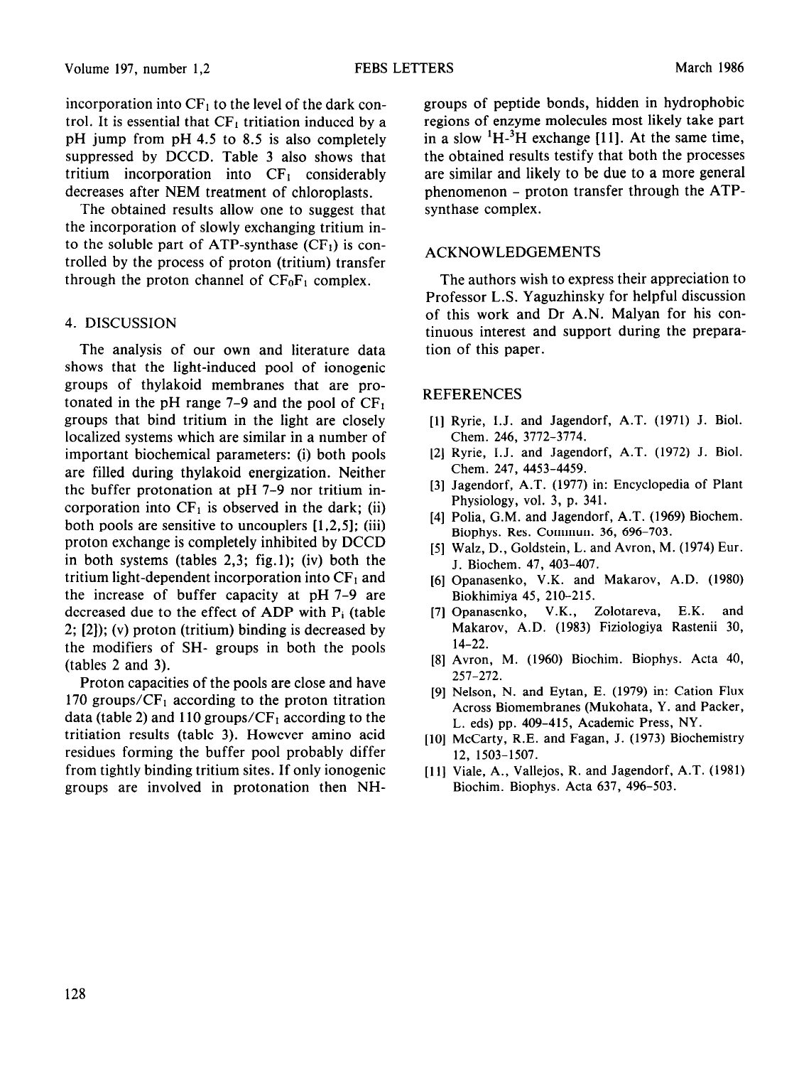incorporation into $CF_1$ to the level of the dark control. It is essential that $CF_1$ tritiation induced by a pH jump from pH 4.5 to 8.5 is also completely suppressed by DCCD. Table 3 also shows that tritium incorporation into $CF_1$ considerably decreases after NEM treatment of chloroplasts.

The obtained results allow one to suggest that the incorporation of slowly exchanging tritium into the soluble part of ATP-synthase ($CF_1$) is controlled by the process of proton (tritium) transfer through the proton channel of $CF_0F_1$ complex.

## 4. DISCUSSION

The analysis of our own and literature data shows that the light-induced pool of ionogenic groups of thylakoid membranes that are protonated in the pH range 7–9 and the pool of $CF_1$ groups that bind tritium in the light are closely localized systems which are similar in a number of important biochemical parameters: (i) both pools are filled during thylakoid energization. Neither the buffer protonation at pH 7–9 nor tritium incorporation into $CF_1$ is observed in the dark; (ii) both pools are sensitive to uncouplers [1,2,5]; (iii) proton exchange is completely inhibited by DCCD in both systems (tables 2,3; fig.1); (iv) both the tritium light-dependent incorporation into $CF_1$ and the increase of buffer capacity at pH 7–9 are decreased due to the effect of ADP with $P_i$ (table 2; [2]); (v) proton (tritium) binding is decreased by the modifiers of SH- groups in both the pools (tables 2 and 3).

Proton capacities of the pools are close and have 170 groups/$CF_1$ according to the proton titration data (table 2) and 110 groups/$CF_1$ according to the tritiation results (table 3). However amino acid residues forming the buffer pool probably differ from tightly binding tritium sites. If only ionogenic groups are involved in protonation then NH-groups of peptide bonds, hidden in hydrophobic regions of enzyme molecules most likely take part in a slow $^1H$-$^3H$ exchange [11]. At the same time, the obtained results testify that both the processes are similar and likely to be due to a more general phenomenon – proton transfer through the ATP-synthase complex.

## ACKNOWLEDGEMENTS

The authors wish to express their appreciation to Professor L.S. Yaguzhinsky for helpful discussion of this work and Dr A.N. Malyan for his continuous interest and support during the preparation of this paper.

## REFERENCES

[1] Ryrie, I.J. and Jagendorf, A.T. (1971) J. Biol. Chem. 246, 3772–3774.

[2] Ryrie, I.J. and Jagendorf, A.T. (1972) J. Biol. Chem. 247, 4453–4459.

[3] Jagendorf, A.T. (1977) in: Encyclopedia of Plant Physiology, vol. 3, p. 341.

[4] Polia, G.M. and Jagendorf, A.T. (1969) Biochem. Biophys. Res. Commun. 36, 696–703.

[5] Walz, D., Goldstein, L. and Avron, M. (1974) Eur. J. Biochem. 47, 403–407.

[6] Opanasenko, V.K. and Makarov, A.D. (1980) Biokhimiya 45, 210–215.

[7] Opanasenko, V.K., Zolotareva, E.K. and Makarov, A.D. (1983) Fiziologiya Rastenii 30, 14–22.

[8] Avron, M. (1960) Biochim. Biophys. Acta 40, 257–272.

[9] Nelson, N. and Eytan, E. (1979) in: Cation Flux Across Biomembranes (Mukohata, Y. and Packer, L. eds) pp. 409–415, Academic Press, NY.

[10] McCarty, R.E. and Fagan, J. (1973) Biochemistry 12, 1503–1507.

[11] Viale, A., Vallejos, R. and Jagendorf, A.T. (1981) Biochim. Biophys. Acta 637, 496–503.